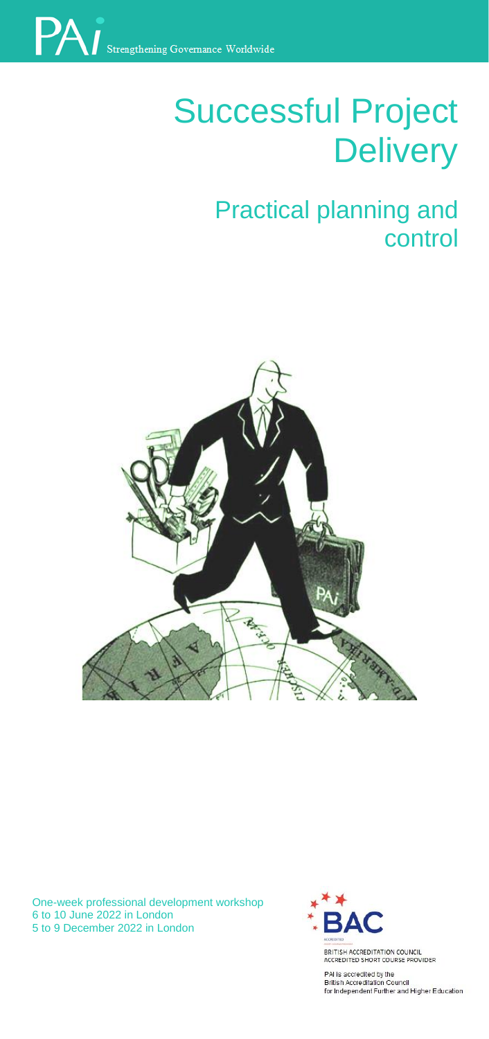PAi Strengthening Governance Worldwide

# Successful Project Delivery

## Practical planning and control

One-week professional development workshop
6 to 10 June 2022 in London
5 to 9 December 2022 in London

BAC
BRITISH ACCREDITATION COUNCIL
ACCREDITED SHORT COURSE PROVIDER

PAI is accredited by the
British Accreditation Council
for Independent Further and Higher Education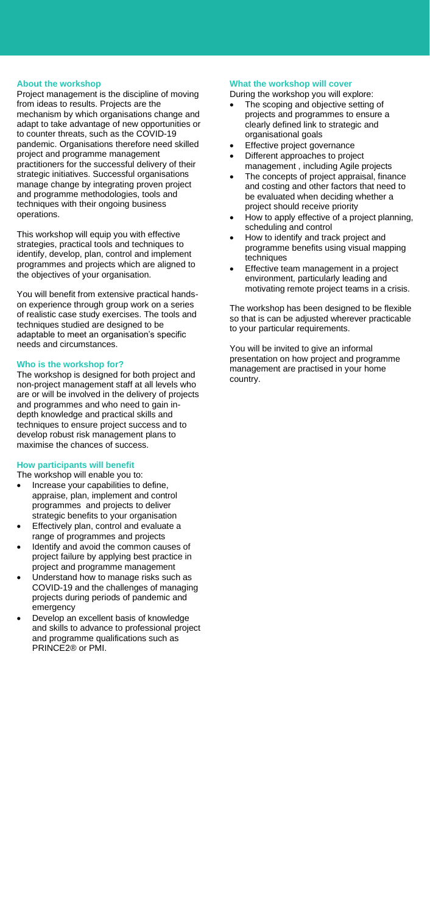## About the workshop

Project management is the discipline of moving from ideas to results. Projects are the mechanism by which organisations change and adapt to take advantage of new opportunities or to counter threats, such as the COVID-19 pandemic. Organisations therefore need skilled project and programme management practitioners for the successful delivery of their strategic initiatives. Successful organisations manage change by integrating proven project and programme methodologies, tools and techniques with their ongoing business operations.

This workshop will equip you with effective strategies, practical tools and techniques to identify, develop, plan, control and implement programmes and projects which are aligned to the objectives of your organisation.

You will benefit from extensive practical hands-on experience through group work on a series of realistic case study exercises. The tools and techniques studied are designed to be adaptable to meet an organisation's specific needs and circumstances.

## Who is the workshop for?

The workshop is designed for both project and non-project management staff at all levels who are or will be involved in the delivery of projects and programmes and who need to gain in-depth knowledge and practical skills and techniques to ensure project success and to develop robust risk management plans to maximise the chances of success.

## How participants will benefit

The workshop will enable you to:

- Increase your capabilities to define, appraise, plan, implement and control programmes and projects to deliver strategic benefits to your organisation
- Effectively plan, control and evaluate a range of programmes and projects
- Identify and avoid the common causes of project failure by applying best practice in project and programme management
- Understand how to manage risks such as COVID-19 and the challenges of managing projects during periods of pandemic and emergency
- Develop an excellent basis of knowledge and skills to advance to professional project and programme qualifications such as PRINCE2® or PMI.

## What the workshop will cover

During the workshop you will explore:

- The scoping and objective setting of projects and programmes to ensure a clearly defined link to strategic and organisational goals
- Effective project governance
- Different approaches to project management , including Agile projects
- The concepts of project appraisal, finance and costing and other factors that need to be evaluated when deciding whether a project should receive priority
- How to apply effective of a project planning, scheduling and control
- How to identify and track project and programme benefits using visual mapping techniques
- Effective team management in a project environment, particularly leading and motivating remote project teams in a crisis.

The workshop has been designed to be flexible so that is can be adjusted wherever practicable to your particular requirements.

You will be invited to give an informal presentation on how project and programme management are practised in your home country.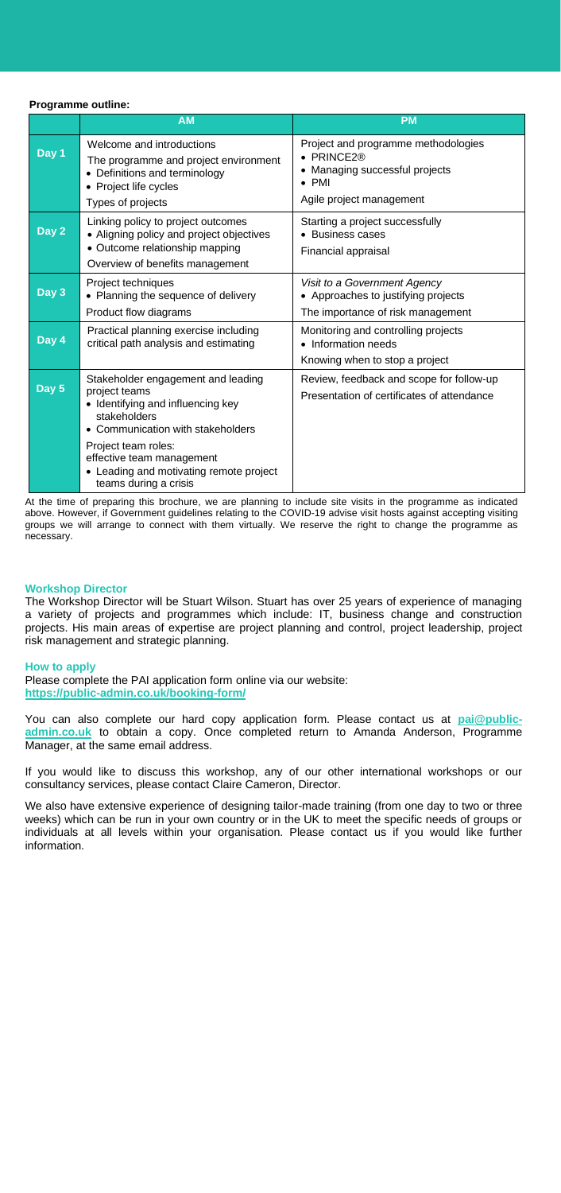**Programme outline:**

| | AM | PM |
|---|---|---|
| **Day 1** | Welcome and introductions<br>The programme and project environment<br>• Definitions and terminology<br>• Project life cycles<br>Types of projects | Project and programme methodologies<br>• PRINCE2®<br>• Managing successful projects<br>• PMI<br>Agile project management |
| **Day 2** | Linking policy to project outcomes<br>• Aligning policy and project objectives<br>• Outcome relationship mapping<br>Overview of benefits management | Starting a project successfully<br>• Business cases<br>Financial appraisal |
| **Day 3** | Project techniques<br>• Planning the sequence of delivery<br>Product flow diagrams | *Visit to a Government Agency*<br>• Approaches to justifying projects<br>The importance of risk management |
| **Day 4** | Practical planning exercise including critical path analysis and estimating | Monitoring and controlling projects<br>• Information needs<br>Knowing when to stop a project |
| **Day 5** | Stakeholder engagement and leading project teams<br>• Identifying and influencing key stakeholders<br>• Communication with stakeholders<br>Project team roles: effective team management<br>• Leading and motivating remote project teams during a crisis | Review, feedback and scope for follow-up<br>Presentation of certificates of attendance |

At the time of preparing this brochure, we are planning to include site visits in the programme as indicated above. However, if Government guidelines relating to the COVID-19 advise visit hosts against accepting visiting groups we will arrange to connect with them virtually. We reserve the right to change the programme as necessary.

### Workshop Director

The Workshop Director will be Stuart Wilson. Stuart has over 25 years of experience of managing a variety of projects and programmes which include: IT, business change and construction projects. His main areas of expertise are project planning and control, project leadership, project risk management and strategic planning.

### How to apply

Please complete the PAI application form online via our website:
**https://public-admin.co.uk/booking-form/**

You can also complete our hard copy application form. Please contact us at **pai@public-admin.co.uk** to obtain a copy. Once completed return to Amanda Anderson, Programme Manager, at the same email address.

If you would like to discuss this workshop, any of our other international workshops or our consultancy services, please contact Claire Cameron, Director.

We also have extensive experience of designing tailor-made training (from one day to two or three weeks) which can be run in your own country or in the UK to meet the specific needs of groups or individuals at all levels within your organisation. Please contact us if you would like further information.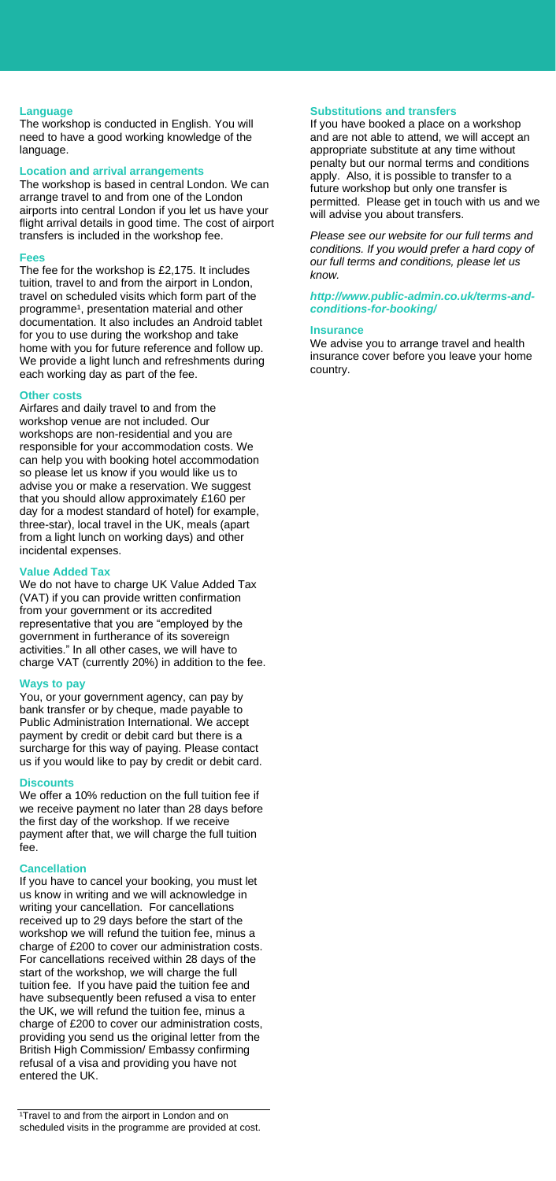## Language

The workshop is conducted in English. You will need to have a good working knowledge of the language.

## Location and arrival arrangements

The workshop is based in central London. We can arrange travel to and from one of the London airports into central London if you let us have your flight arrival details in good time. The cost of airport transfers is included in the workshop fee.

## Fees

The fee for the workshop is £2,175. It includes tuition, travel to and from the airport in London, travel on scheduled visits which form part of the programme[1], presentation material and other documentation. It also includes an Android tablet for you to use during the workshop and take home with you for future reference and follow up. We provide a light lunch and refreshments during each working day as part of the fee.

## Other costs

Airfares and daily travel to and from the workshop venue are not included. Our workshops are non-residential and you are responsible for your accommodation costs. We can help you with booking hotel accommodation so please let us know if you would like us to advise you or make a reservation. We suggest that you should allow approximately £160 per day for a modest standard of hotel) for example, three-star), local travel in the UK, meals (apart from a light lunch on working days) and other incidental expenses.

## Value Added Tax

We do not have to charge UK Value Added Tax (VAT) if you can provide written confirmation from your government or its accredited representative that you are "employed by the government in furtherance of its sovereign activities." In all other cases, we will have to charge VAT (currently 20%) in addition to the fee.

## Ways to pay

You, or your government agency, can pay by bank transfer or by cheque, made payable to Public Administration International. We accept payment by credit or debit card but there is a surcharge for this way of paying. Please contact us if you would like to pay by credit or debit card.

## Discounts

We offer a 10% reduction on the full tuition fee if we receive payment no later than 28 days before the first day of the workshop. If we receive payment after that, we will charge the full tuition fee.

## Cancellation

If you have to cancel your booking, you must let us know in writing and we will acknowledge in writing your cancellation. For cancellations received up to 29 days before the start of the workshop we will refund the tuition fee, minus a charge of £200 to cover our administration costs. For cancellations received within 28 days of the start of the workshop, we will charge the full tuition fee. If you have paid the tuition fee and have subsequently been refused a visa to enter the UK, we will refund the tuition fee, minus a charge of £200 to cover our administration costs, providing you send us the original letter from the British High Commission/ Embassy confirming refusal of a visa and providing you have not entered the UK.

## Substitutions and transfers

If you have booked a place on a workshop and are not able to attend, we will accept an appropriate substitute at any time without penalty but our normal terms and conditions apply. Also, it is possible to transfer to a future workshop but only one transfer is permitted. Please get in touch with us and we will advise you about transfers.

*Please see our website for our full terms and conditions. If you would prefer a hard copy of our full terms and conditions, please let us know.*

***http://www.public-admin.co.uk/terms-and-conditions-for-booking/***

## Insurance

We advise you to arrange travel and health insurance cover before you leave your home country.

---

[1] Travel to and from the airport in London and on scheduled visits in the programme are provided at cost.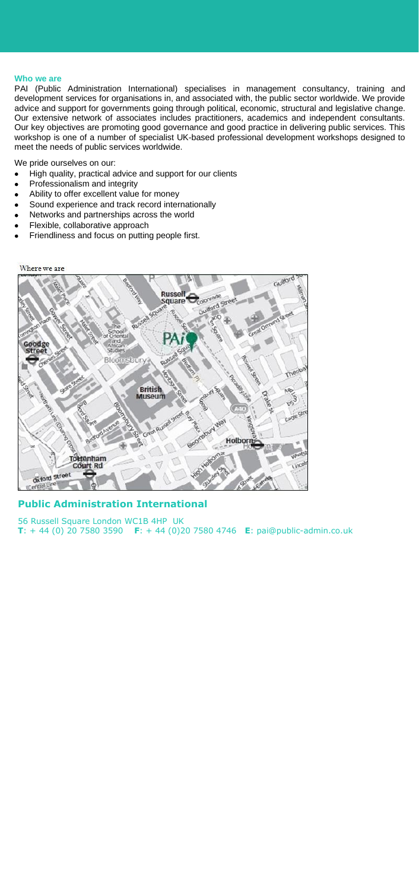## Who we are

PAI (Public Administration International) specialises in management consultancy, training and development services for organisations in, and associated with, the public sector worldwide. We provide advice and support for governments going through political, economic, structural and legislative change. Our extensive network of associates includes practitioners, academics and independent consultants. Our key objectives are promoting good governance and good practice in delivering public services. This workshop is one of a number of specialist UK-based professional development workshops designed to meet the needs of public services worldwide.

We pride ourselves on our:

- High quality, practical advice and support for our clients
- Professionalism and integrity
- Ability to offer excellent value for money
- Sound experience and track record internationally
- Networks and partnerships across the world
- Flexible, collaborative approach
- Friendliness and focus on putting people first.

Where we are

## Public Administration International

56 Russell Square London WC1B 4HP UK
**T**: + 44 (0) 20 7580 3590 **F**: + 44 (0)20 7580 4746 **E**: pai@public-admin.co.uk